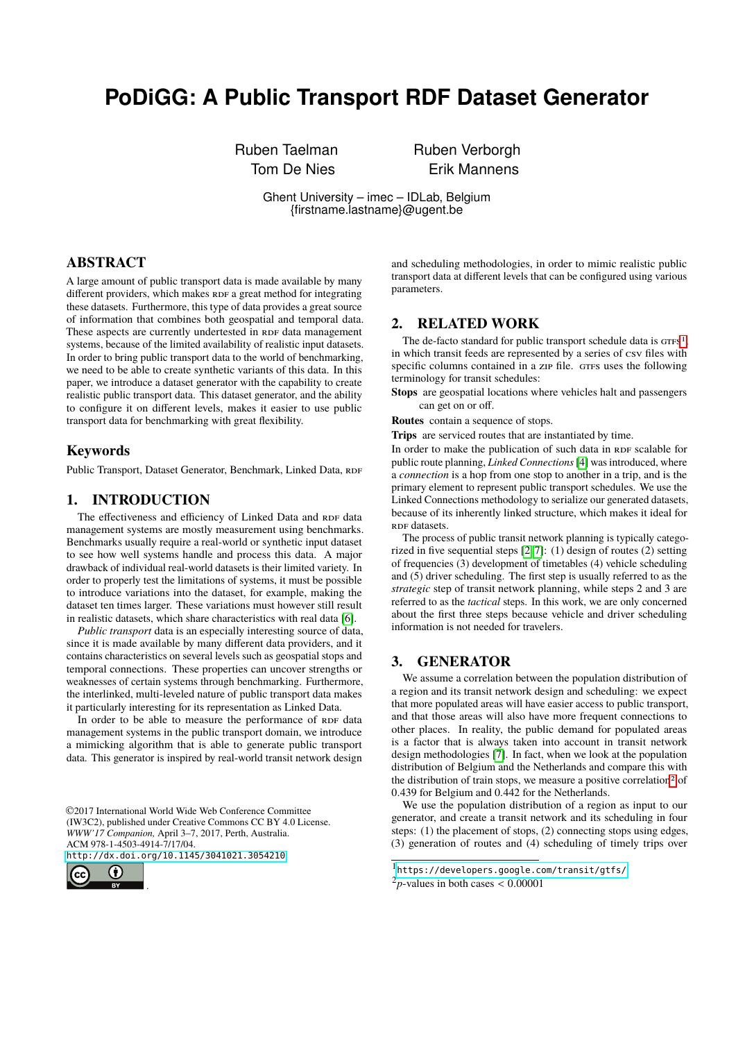# PoDiGG: A Public Transport RDF Dataset Generator

Ruben Taelman, Ruben Verborgh, Tom De Nies, Erik Mannens

Ghent University – imec – IDLab, Belgium
{firstname.lastname}@ugent.be

## ABSTRACT

A large amount of public transport data is made available by many different providers, which makes RDF a great method for integrating these datasets. Furthermore, this type of data provides a great source of information that combines both geospatial and temporal data. These aspects are currently undertested in RDF data management systems, because of the limited availability of realistic input datasets. In order to bring public transport data to the world of benchmarking, we need to be able to create synthetic variants of this data. In this paper, we introduce a dataset generator with the capability to create realistic public transport data. This dataset generator, and the ability to configure it on different levels, makes it easier to use public transport data for benchmarking with great flexibility.

## Keywords

Public Transport, Dataset Generator, Benchmark, Linked Data, RDF

## 1. INTRODUCTION

The effectiveness and efficiency of Linked Data and RDF data management systems are mostly measurement using benchmarks. Benchmarks usually require a real-world or synthetic input dataset to see how well systems handle and process this data. A major drawback of individual real-world datasets is their limited variety. In order to properly test the limitations of systems, it must be possible to introduce variations into the dataset, for example, making the dataset ten times larger. These variations must however still result in realistic datasets, which share characteristics with real data [6].

*Public transport* data is an especially interesting source of data, since it is made available by many different data providers, and it contains characteristics on several levels such as geospatial stops and temporal connections. These properties can uncover strengths or weaknesses of certain systems through benchmarking. Furthermore, the interlinked, multi-leveled nature of public transport data makes it particularly interesting for its representation as Linked Data.

In order to be able to measure the performance of RDF data management systems in the public transport domain, we introduce a mimicking algorithm that is able to generate public transport data. This generator is inspired by real-world transit network design and scheduling methodologies, in order to mimic realistic public transport data at different levels that can be configured using various parameters.

©2017 International World Wide Web Conference Committee (IW3C2), published under Creative Commons CC BY 4.0 License.
*WWW'17 Companion,* April 3–7, 2017, Perth, Australia.
ACM 978-1-4503-4914-7/17/04.
http://dx.doi.org/10.1145/3041021.3054210

## 2. RELATED WORK

The de-facto standard for public transport schedule data is GTFS[1], in which transit feeds are represented by a series of CSV files with specific columns contained in a ZIP file. GTFS uses the following terminology for transit schedules:

**Stops** are geospatial locations where vehicles halt and passengers can get on or off.

**Routes** contain a sequence of stops.

**Trips** are serviced routes that are instantiated by time.

In order to make the publication of such data in RDF scalable for public route planning, *Linked Connections* [4] was introduced, where a *connection* is a hop from one stop to another in a trip, and is the primary element to represent public transport schedules. We use the Linked Connections methodology to serialize our generated datasets, because of its inherently linked structure, which makes it ideal for RDF datasets.

The process of public transit network planning is typically categorized in five sequential steps [2][7]: (1) design of routes (2) setting of frequencies (3) development of timetables (4) vehicle scheduling and (5) driver scheduling. The first step is usually referred to as the *strategic* step of transit network planning, while steps 2 and 3 are referred to as the *tactical* steps. In this work, we are only concerned about the first three steps because vehicle and driver scheduling information is not needed for travelers.

## 3. GENERATOR

We assume a correlation between the population distribution of a region and its transit network design and scheduling: we expect that more populated areas will have easier access to public transport, and that those areas will also have more frequent connections to other places. In reality, the public demand for populated areas is a factor that is always taken into account in transit network design methodologies [7]. In fact, when we look at the population distribution of Belgium and the Netherlands and compare this with the distribution of train stops, we measure a positive correlation[2] of 0.439 for Belgium and 0.442 for the Netherlands.

We use the population distribution of a region as input to our generator, and create a transit network and its scheduling in four steps: (1) the placement of stops, (2) connecting stops using edges, (3) generation of routes and (4) scheduling of timely trips over

[1] https://developers.google.com/transit/gtfs/

[2] $p$-values in both cases $< 0.00001$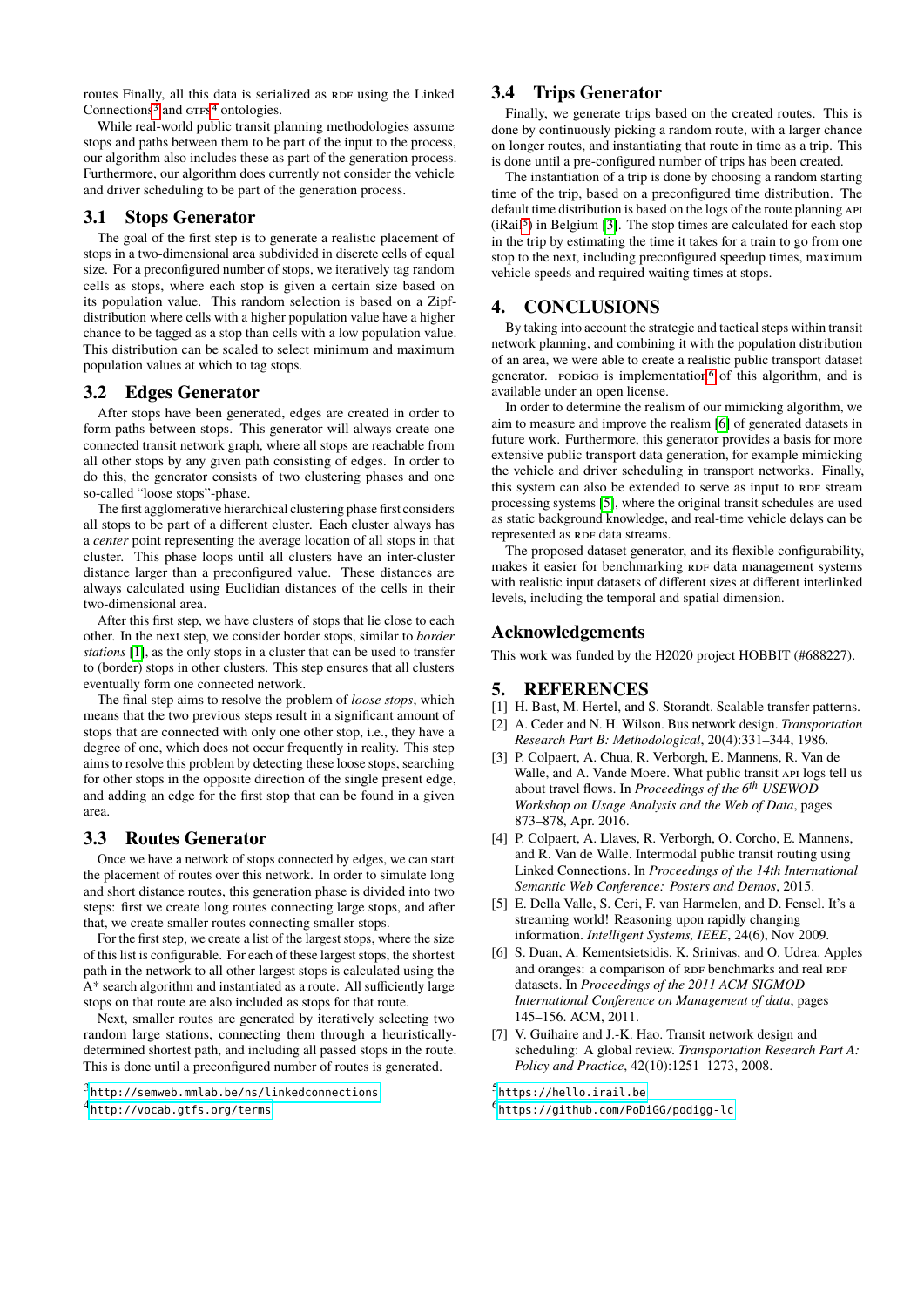routes Finally, all this data is serialized as RDF using the Linked Connections[3] and GTFS[4] ontologies.

While real-world public transit planning methodologies assume stops and paths between them to be part of the input to the process, our algorithm also includes these as part of the generation process. Furthermore, our algorithm does currently not consider the vehicle and driver scheduling to be part of the generation process.

## 3.1 Stops Generator

The goal of the first step is to generate a realistic placement of stops in a two-dimensional area subdivided in discrete cells of equal size. For a preconfigured number of stops, we iteratively tag random cells as stops, where each stop is given a certain size based on its population value. This random selection is based on a Zipf-distribution where cells with a higher population value have a higher chance to be tagged as a stop than cells with a low population value. This distribution can be scaled to select minimum and maximum population values at which to tag stops.

## 3.2 Edges Generator

After stops have been generated, edges are created in order to form paths between stops. This generator will always create one connected transit network graph, where all stops are reachable from all other stops by any given path consisting of edges. In order to do this, the generator consists of two clustering phases and one so-called "loose stops"-phase.

The first agglomerative hierarchical clustering phase first considers all stops to be part of a different cluster. Each cluster always has a *center* point representing the average location of all stops in that cluster. This phase loops until all clusters have an inter-cluster distance larger than a preconfigured value. These distances are always calculated using Euclidian distances of the cells in their two-dimensional area.

After this first step, we have clusters of stops that lie close to each other. In the next step, we consider border stops, similar to *border stations* [1], as the only stops in a cluster that can be used to transfer to (border) stops in other clusters. This step ensures that all clusters eventually form one connected network.

The final step aims to resolve the problem of *loose stops*, which means that the two previous steps result in a significant amount of stops that are connected with only one other stop, i.e., they have a degree of one, which does not occur frequently in reality. This step aims to resolve this problem by detecting these loose stops, searching for other stops in the opposite direction of the single present edge, and adding an edge for the first stop that can be found in a given area.

## 3.3 Routes Generator

Once we have a network of stops connected by edges, we can start the placement of routes over this network. In order to simulate long and short distance routes, this generation phase is divided into two steps: first we create long routes connecting large stops, and after that, we create smaller routes connecting smaller stops.

For the first step, we create a list of the largest stops, where the size of this list is configurable. For each of these largest stops, the shortest path in the network to all other largest stops is calculated using the A* search algorithm and instantiated as a route. All sufficiently large stops on that route are also included as stops for that route.

Next, smaller routes are generated by iteratively selecting two random large stations, connecting them through a heuristically-determined shortest path, and including all passed stops in the route. This is done until a preconfigured number of routes is generated.

## 3.4 Trips Generator

Finally, we generate trips based on the created routes. This is done by continuously picking a random route, with a larger chance on longer routes, and instantiating that route in time as a trip. This is done until a pre-configured number of trips has been created.

The instantiation of a trip is done by choosing a random starting time of the trip, based on a preconfigured time distribution. The default time distribution is based on the logs of the route planning API (iRail[5]) in Belgium [3]. The stop times are calculated for each stop in the trip by estimating the time it takes for a train to go from one stop to the next, including preconfigured speedup times, maximum vehicle speeds and required waiting times at stops.

# 4. CONCLUSIONS

By taking into account the strategic and tactical steps within transit network planning, and combining it with the population distribution of an area, we were able to create a realistic public transport dataset generator. PODIGG is implementation[6] of this algorithm, and is available under an open license.

In order to determine the realism of our mimicking algorithm, we aim to measure and improve the realism [6] of generated datasets in future work. Furthermore, this generator provides a basis for more extensive public transport data generation, for example mimicking the vehicle and driver scheduling in transport networks. Finally, this system can also be extended to serve as input to RDF stream processing systems [5], where the original transit schedules are used as static background knowledge, and real-time vehicle delays can be represented as RDF data streams.

The proposed dataset generator, and its flexible configurability, makes it easier for benchmarking RDF data management systems with realistic input datasets of different sizes at different interlinked levels, including the temporal and spatial dimension.

## Acknowledgements

This work was funded by the H2020 project HOBBIT (#688227).

# 5. REFERENCES

[1] H. Bast, M. Hertel, and S. Storandt. Scalable transfer patterns.

[2] A. Ceder and N. H. Wilson. Bus network design. *Transportation Research Part B: Methodological*, 20(4):331–344, 1986.

[3] P. Colpaert, A. Chua, R. Verborgh, E. Mannens, R. Van de Walle, and A. Vande Moere. What public transit API logs tell us about travel flows. In *Proceedings of the 6th USEWOD Workshop on Usage Analysis and the Web of Data*, pages 873–878, Apr. 2016.

[4] P. Colpaert, A. Llaves, R. Verborgh, O. Corcho, E. Mannens, and R. Van de Walle. Intermodal public transit routing using Linked Connections. In *Proceedings of the 14th International Semantic Web Conference: Posters and Demos*, 2015.

[5] E. Della Valle, S. Ceri, F. van Harmelen, and D. Fensel. It's a streaming world! Reasoning upon rapidly changing information. *Intelligent Systems, IEEE*, 24(6), Nov 2009.

[6] S. Duan, A. Kementsietsidis, K. Srinivas, and O. Udrea. Apples and oranges: a comparison of RDF benchmarks and real RDF datasets. In *Proceedings of the 2011 ACM SIGMOD International Conference on Management of data*, pages 145–156. ACM, 2011.

[7] V. Guihaire and J.-K. Hao. Transit network design and scheduling: A global review. *Transportation Research Part A: Policy and Practice*, 42(10):1251–1273, 2008.

---

[3] http://semweb.mmlab.be/ns/linkedconnections

[4] http://vocab.gtfs.org/terms

[5] https://hello.irail.be

[6] https://github.com/PoDiGG/podigg-lc